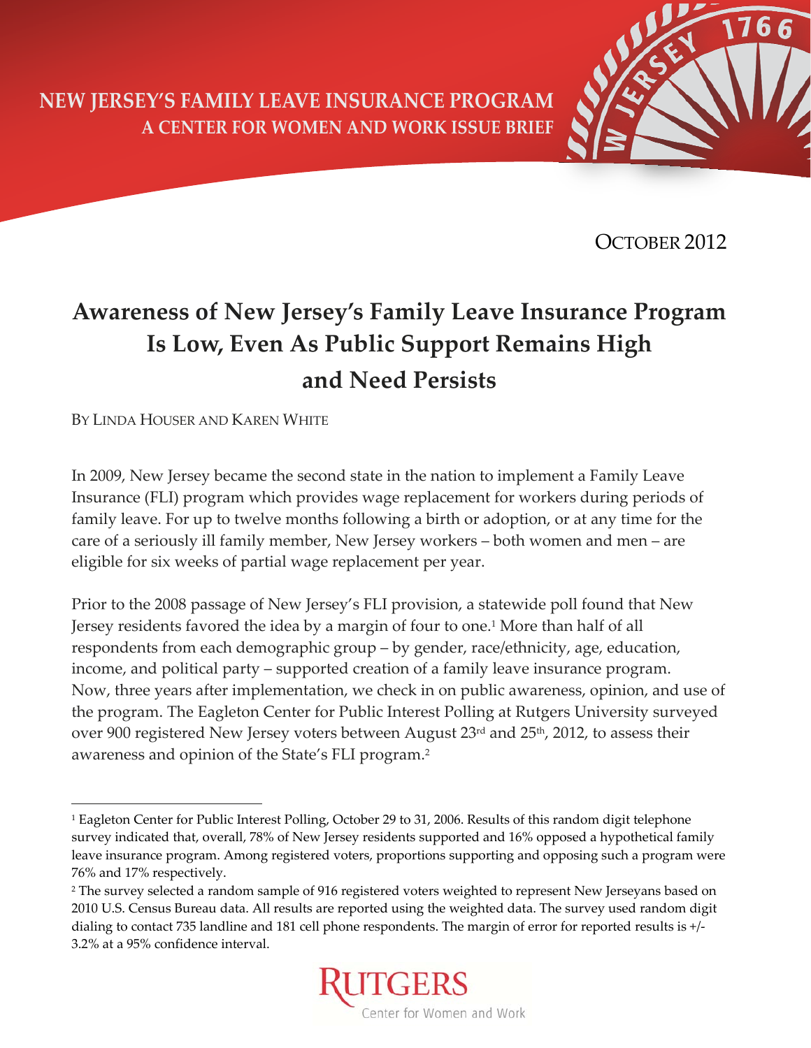NEW JERSEY'S FAMILY LEAVE INSURANCE PROGRAM
A CENTER FOR WOMEN AND WORK ISSUE BRIEF

OCTOBER 2012

# Awareness of New Jersey's Family Leave Insurance Program Is Low, Even As Public Support Remains High and Need Persists

BY LINDA HOUSER AND KAREN WHITE

In 2009, New Jersey became the second state in the nation to implement a Family Leave Insurance (FLI) program which provides wage replacement for workers during periods of family leave. For up to twelve months following a birth or adoption, or at any time for the care of a seriously ill family member, New Jersey workers – both women and men – are eligible for six weeks of partial wage replacement per year.

Prior to the 2008 passage of New Jersey's FLI provision, a statewide poll found that New Jersey residents favored the idea by a margin of four to one.[1] More than half of all respondents from each demographic group – by gender, race/ethnicity, age, education, income, and political party – supported creation of a family leave insurance program. Now, three years after implementation, we check in on public awareness, opinion, and use of the program. The Eagleton Center for Public Interest Polling at Rutgers University surveyed over 900 registered New Jersey voters between August 23rd and 25th, 2012, to assess their awareness and opinion of the State's FLI program.[2]

---

[1] Eagleton Center for Public Interest Polling, October 29 to 31, 2006. Results of this random digit telephone survey indicated that, overall, 78% of New Jersey residents supported and 16% opposed a hypothetical family leave insurance program. Among registered voters, proportions supporting and opposing such a program were 76% and 17% respectively.

[2] The survey selected a random sample of 916 registered voters weighted to represent New Jerseyans based on 2010 U.S. Census Bureau data. All results are reported using the weighted data. The survey used random digit dialing to contact 735 landline and 181 cell phone respondents. The margin of error for reported results is +/- 3.2% at a 95% confidence interval.

RUTGERS
Center for Women and Work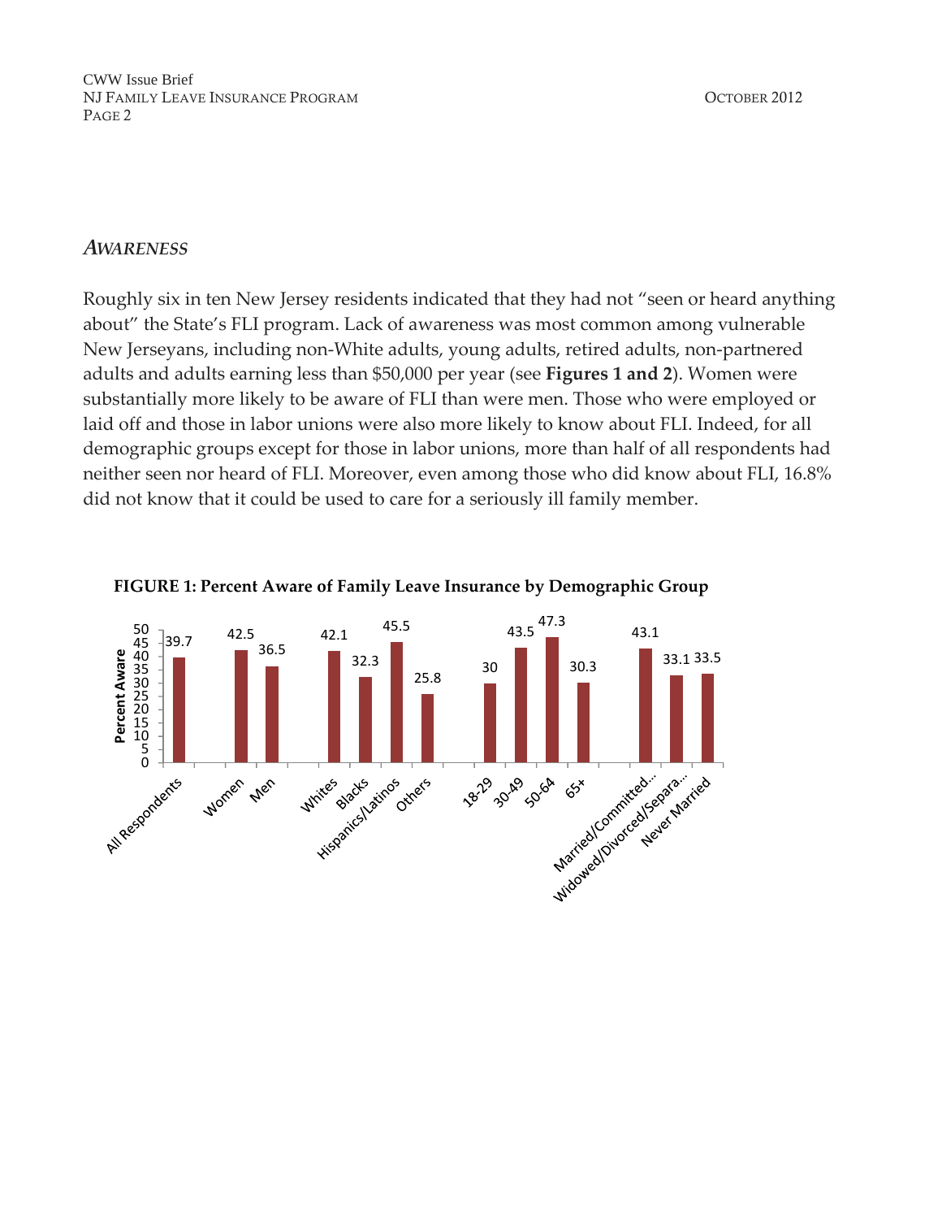## *AWARENESS*

Roughly six in ten New Jersey residents indicated that they had not "seen or heard anything about" the State's FLI program. Lack of awareness was most common among vulnerable New Jerseyans, including non-White adults, young adults, retired adults, non-partnered adults and adults earning less than $50,000 per year (see **Figures 1 and 2**). Women were substantially more likely to be aware of FLI than were men. Those who were employed or laid off and those in labor unions were also more likely to know about FLI. Indeed, for all demographic groups except for those in labor unions, more than half of all respondents had neither seen nor heard of FLI. Moreover, even among those who did know about FLI, 16.8% did not know that it could be used to care for a seriously ill family member.

**FIGURE 1: Percent Aware of Family Leave Insurance by Demographic Group**

| Demographic Group | Percent Aware |
|---|---|
| All Respondents | 39.7 |
| Women | 42.5 |
| Men | 36.5 |
| Whites | 42.1 |
| Blacks | 32.3 |
| Hispanics/Latinos | 45.5 |
| Others | 25.8 |
| 18-29 | 30 |
| 30-49 | 43.5 |
| 50-64 | 47.3 |
| 65+ | 30.3 |
| Married/Committed... | 43.1 |
| Widowed/Divorced/Separa... | 33.1 |
| Never Married | 33.5 |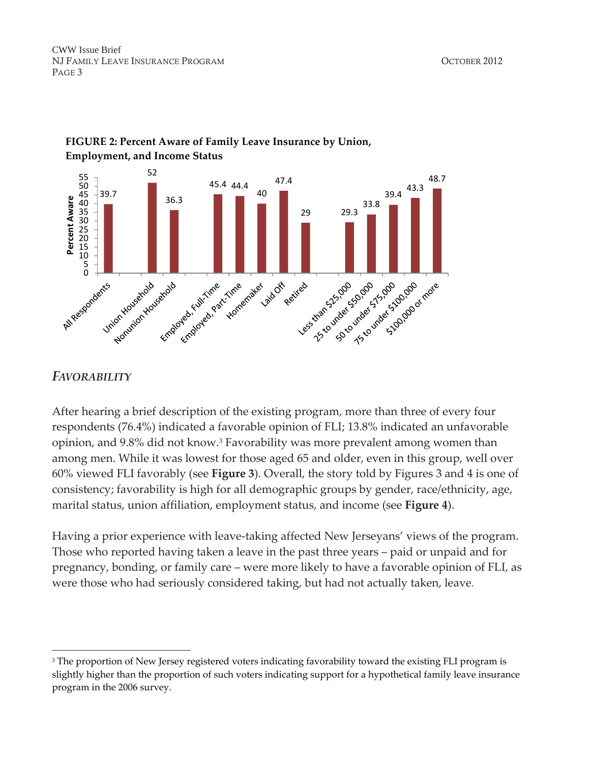**FIGURE 2: Percent Aware of Family Leave Insurance by Union, Employment, and Income Status**

| Group | Percent Aware |
|---|---|
| All Respondents | 39.7 |
| Union Household | 52 |
| Nonunion Household | 36.3 |
| Employed, Full-Time | 45.4 |
| Employed, Part-Time | 44.4 |
| Homemaker | 40 |
| Laid Off | 47.4 |
| Retired | 29 |
| Less than $25,000 | 29.3 |
| 25 to under $50,000 | 33.8 |
| 50 to under $75,000 | 39.4 |
| 75 to under $100,000 | 43.3 |
| $100,000 or more | 48.7 |

## *FAVORABILITY*

After hearing a brief description of the existing program, more than three of every four respondents (76.4%) indicated a favorable opinion of FLI; 13.8% indicated an unfavorable opinion, and 9.8% did not know.[3] Favorability was more prevalent among women than among men. While it was lowest for those aged 65 and older, even in this group, well over 60% viewed FLI favorably (see **Figure 3**). Overall, the story told by Figures 3 and 4 is one of consistency; favorability is high for all demographic groups by gender, race/ethnicity, age, marital status, union affiliation, employment status, and income (see **Figure 4**).

Having a prior experience with leave-taking affected New Jerseyans' views of the program. Those who reported having taken a leave in the past three years – paid or unpaid and for pregnancy, bonding, or family care – were more likely to have a favorable opinion of FLI, as were those who had seriously considered taking, but had not actually taken, leave.

---

[3] The proportion of New Jersey registered voters indicating favorability toward the existing FLI program is slightly higher than the proportion of such voters indicating support for a hypothetical family leave insurance program in the 2006 survey.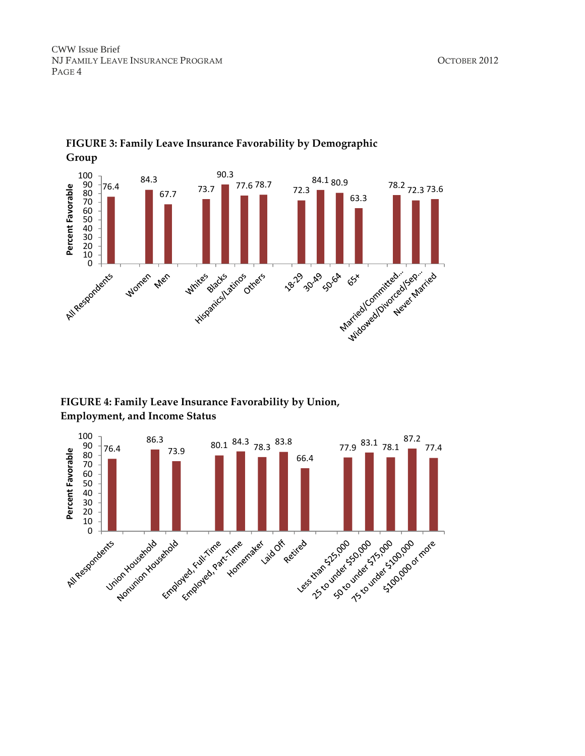**FIGURE 3: Family Leave Insurance Favorability by Demographic Group**

| Group | Percent Favorable |
|---|---|
| All Respondents | 76.4 |
| Women | 84.3 |
| Men | 67.7 |
| Whites | 73.7 |
| Blacks | 90.3 |
| Hispanics/Latinos | 77.6 |
| Others | 78.7 |
| 18-29 | 72.3 |
| 30-49 | 84.1 |
| 50-64 | 80.9 |
| 65+ | 63.3 |
| Married/Committed... | 78.2 |
| Widowed/Divorced/Sep... | 72.3 |
| Never Married | 73.6 |

**FIGURE 4: Family Leave Insurance Favorability by Union, Employment, and Income Status**

| Group | Percent Favorable |
|---|---|
| All Respondents | 76.4 |
| Union Household | 86.3 |
| Nonunion Household | 73.9 |
| Employed, Full-Time | 80.1 |
| Employed, Part-Time | 84.3 |
| Homemaker | 78.3 |
| Laid Off | 83.8 |
| Retired | 66.4 |
| Less than $25,000 | 77.9 |
| 25 to under $50,000 | 83.1 |
| 50 to under $75,000 | 78.1 |
| 75 to under $100,000 | 87.2 |
| $100,000 or more | 77.4 |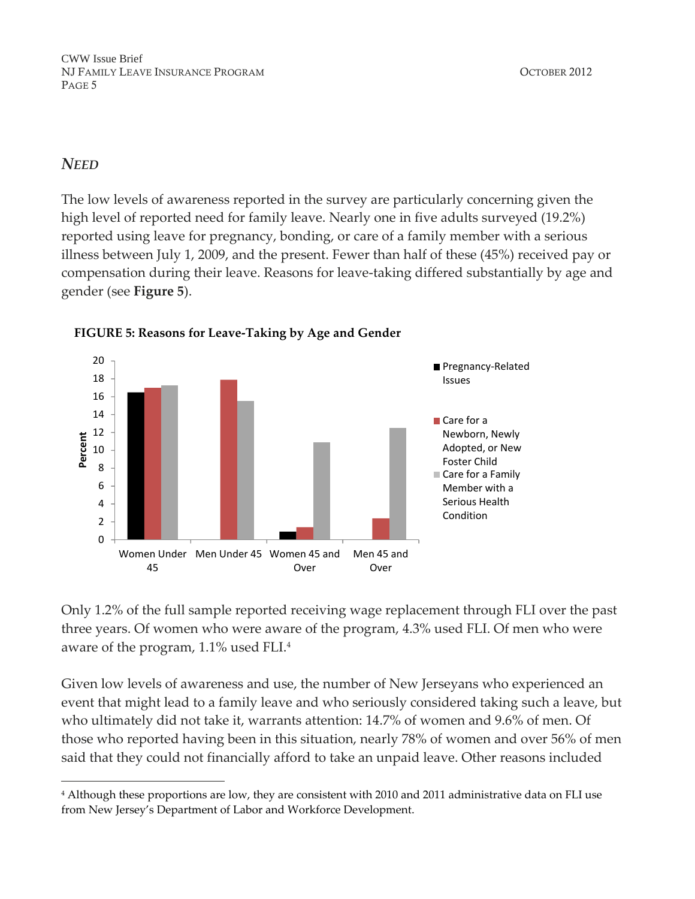## *NEED*

The low levels of awareness reported in the survey are particularly concerning given the high level of reported need for family leave. Nearly one in five adults surveyed (19.2%) reported using leave for pregnancy, bonding, or care of a family member with a serious illness between July 1, 2009, and the present. Fewer than half of these (45%) received pay or compensation during their leave. Reasons for leave-taking differed substantially by age and gender (see **Figure 5**).

**FIGURE 5: Reasons for Leave-Taking by Age and Gender**

Only 1.2% of the full sample reported receiving wage replacement through FLI over the past three years. Of women who were aware of the program, 4.3% used FLI. Of men who were aware of the program, 1.1% used FLI.[4]

Given low levels of awareness and use, the number of New Jerseyans who experienced an event that might lead to a family leave and who seriously considered taking such a leave, but who ultimately did not take it, warrants attention: 14.7% of women and 9.6% of men. Of those who reported having been in this situation, nearly 78% of women and over 56% of men said that they could not financially afford to take an unpaid leave. Other reasons included

[4] Although these proportions are low, they are consistent with 2010 and 2011 administrative data on FLI use from New Jersey's Department of Labor and Workforce Development.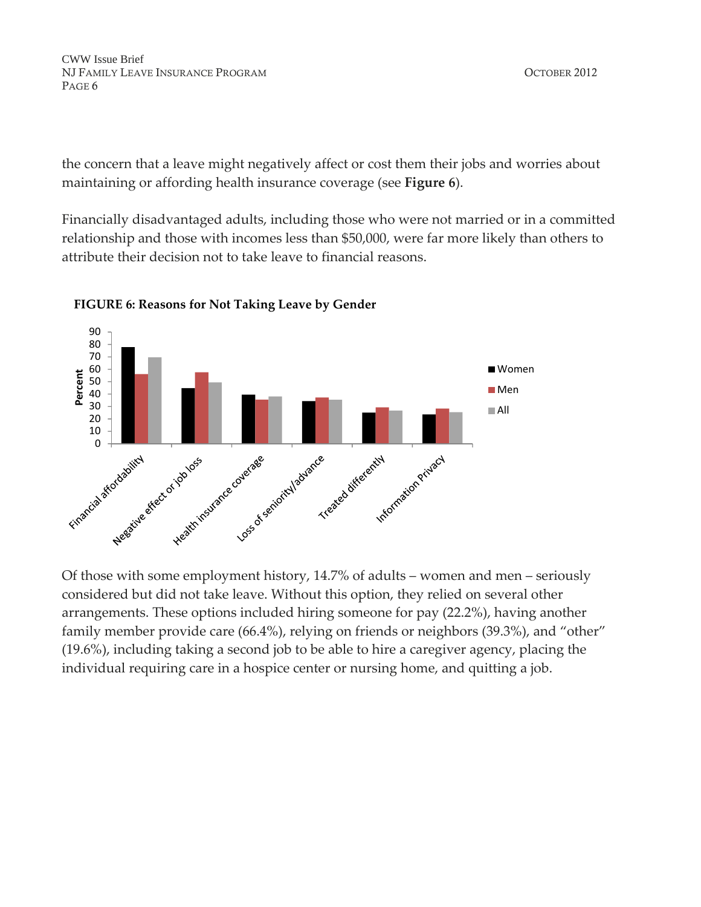the concern that a leave might negatively affect or cost them their jobs and worries about maintaining or affording health insurance coverage (see **Figure 6**).

Financially disadvantaged adults, including those who were not married or in a committed relationship and those with incomes less than $50,000, were far more likely than others to attribute their decision not to take leave to financial reasons.

**FIGURE 6: Reasons for Not Taking Leave by Gender**

Of those with some employment history, 14.7% of adults – women and men – seriously considered but did not take leave. Without this option, they relied on several other arrangements. These options included hiring someone for pay (22.2%), having another family member provide care (66.4%), relying on friends or neighbors (39.3%), and "other" (19.6%), including taking a second job to be able to hire a caregiver agency, placing the individual requiring care in a hospice center or nursing home, and quitting a job.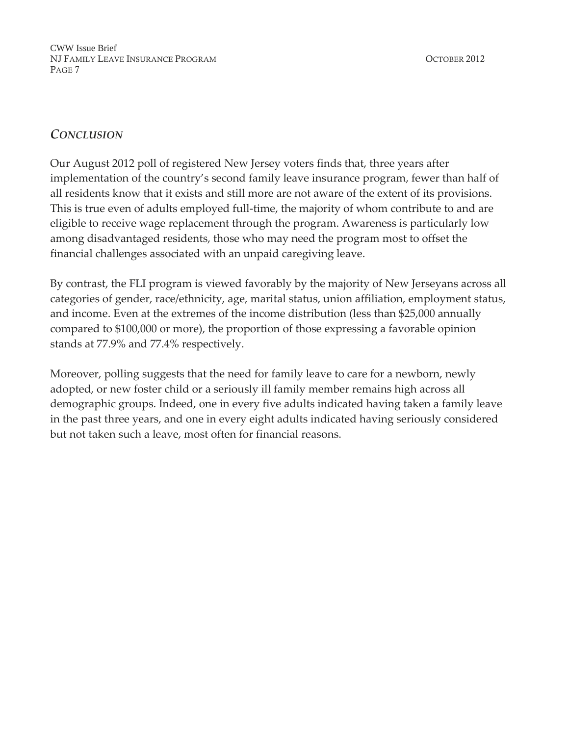## *CONCLUSION*

Our August 2012 poll of registered New Jersey voters finds that, three years after implementation of the country's second family leave insurance program, fewer than half of all residents know that it exists and still more are not aware of the extent of its provisions. This is true even of adults employed full-time, the majority of whom contribute to and are eligible to receive wage replacement through the program. Awareness is particularly low among disadvantaged residents, those who may need the program most to offset the financial challenges associated with an unpaid caregiving leave.

By contrast, the FLI program is viewed favorably by the majority of New Jerseyans across all categories of gender, race/ethnicity, age, marital status, union affiliation, employment status, and income. Even at the extremes of the income distribution (less than $25,000 annually compared to $100,000 or more), the proportion of those expressing a favorable opinion stands at 77.9% and 77.4% respectively.

Moreover, polling suggests that the need for family leave to care for a newborn, newly adopted, or new foster child or a seriously ill family member remains high across all demographic groups. Indeed, one in every five adults indicated having taken a family leave in the past three years, and one in every eight adults indicated having seriously considered but not taken such a leave, most often for financial reasons.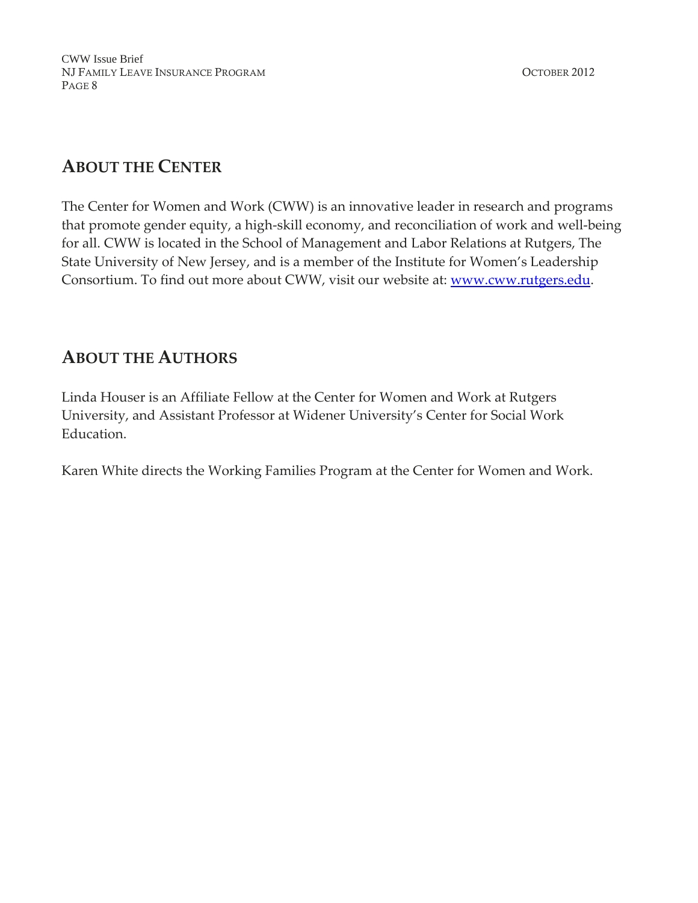## About the Center

The Center for Women and Work (CWW) is an innovative leader in research and programs that promote gender equity, a high-skill economy, and reconciliation of work and well-being for all. CWW is located in the School of Management and Labor Relations at Rutgers, The State University of New Jersey, and is a member of the Institute for Women's Leadership Consortium. To find out more about CWW, visit our website at: [www.cww.rutgers.edu](http://www.cww.rutgers.edu).

## About the Authors

Linda Houser is an Affiliate Fellow at the Center for Women and Work at Rutgers University, and Assistant Professor at Widener University's Center for Social Work Education.

Karen White directs the Working Families Program at the Center for Women and Work.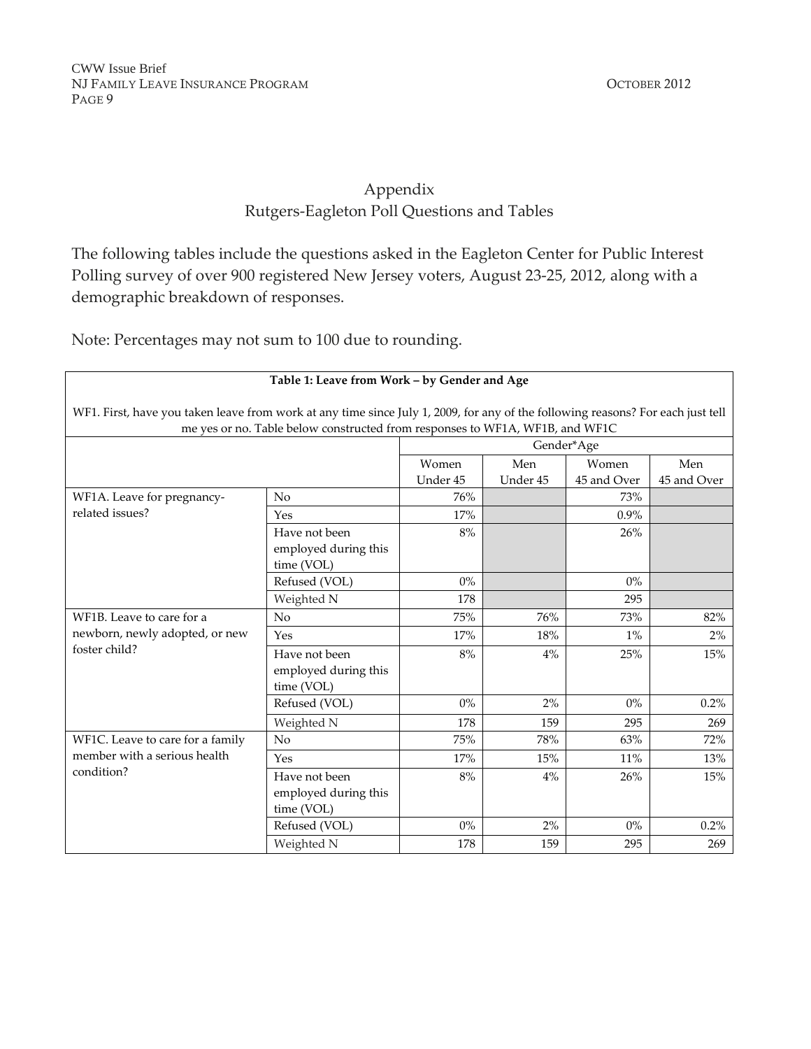# Appendix
## Rutgers-Eagleton Poll Questions and Tables

The following tables include the questions asked in the Eagleton Center for Public Interest Polling survey of over 900 registered New Jersey voters, August 23-25, 2012, along with a demographic breakdown of responses.

Note: Percentages may not sum to 100 due to rounding.

**Table 1: Leave from Work – by Gender and Age**

WF1. First, have you taken leave from work at any time since July 1, 2009, for any of the following reasons? For each just tell me yes or no. Table below constructed from responses to WF1A, WF1B, and WF1C

| | | Gender*Age | | | |
|---|---|---|---|---|---|
| | | Women Under 45 | Men Under 45 | Women 45 and Over | Men 45 and Over |
| WF1A. Leave for pregnancy-related issues? | No | 76% | | 73% | |
| | Yes | 17% | | 0.9% | |
| | Have not been employed during this time (VOL) | 8% | | 26% | |
| | Refused (VOL) | 0% | | 0% | |
| | Weighted N | 178 | | 295 | |
| WF1B. Leave to care for a newborn, newly adopted, or new foster child? | No | 75% | 76% | 73% | 82% |
| | Yes | 17% | 18% | 1% | 2% |
| | Have not been employed during this time (VOL) | 8% | 4% | 25% | 15% |
| | Refused (VOL) | 0% | 2% | 0% | 0.2% |
| | Weighted N | 178 | 159 | 295 | 269 |
| WF1C. Leave to care for a family member with a serious health condition? | No | 75% | 78% | 63% | 72% |
| | Yes | 17% | 15% | 11% | 13% |
| | Have not been employed during this time (VOL) | 8% | 4% | 26% | 15% |
| | Refused (VOL) | 0% | 2% | 0% | 0.2% |
| | Weighted N | 178 | 159 | 295 | 269 |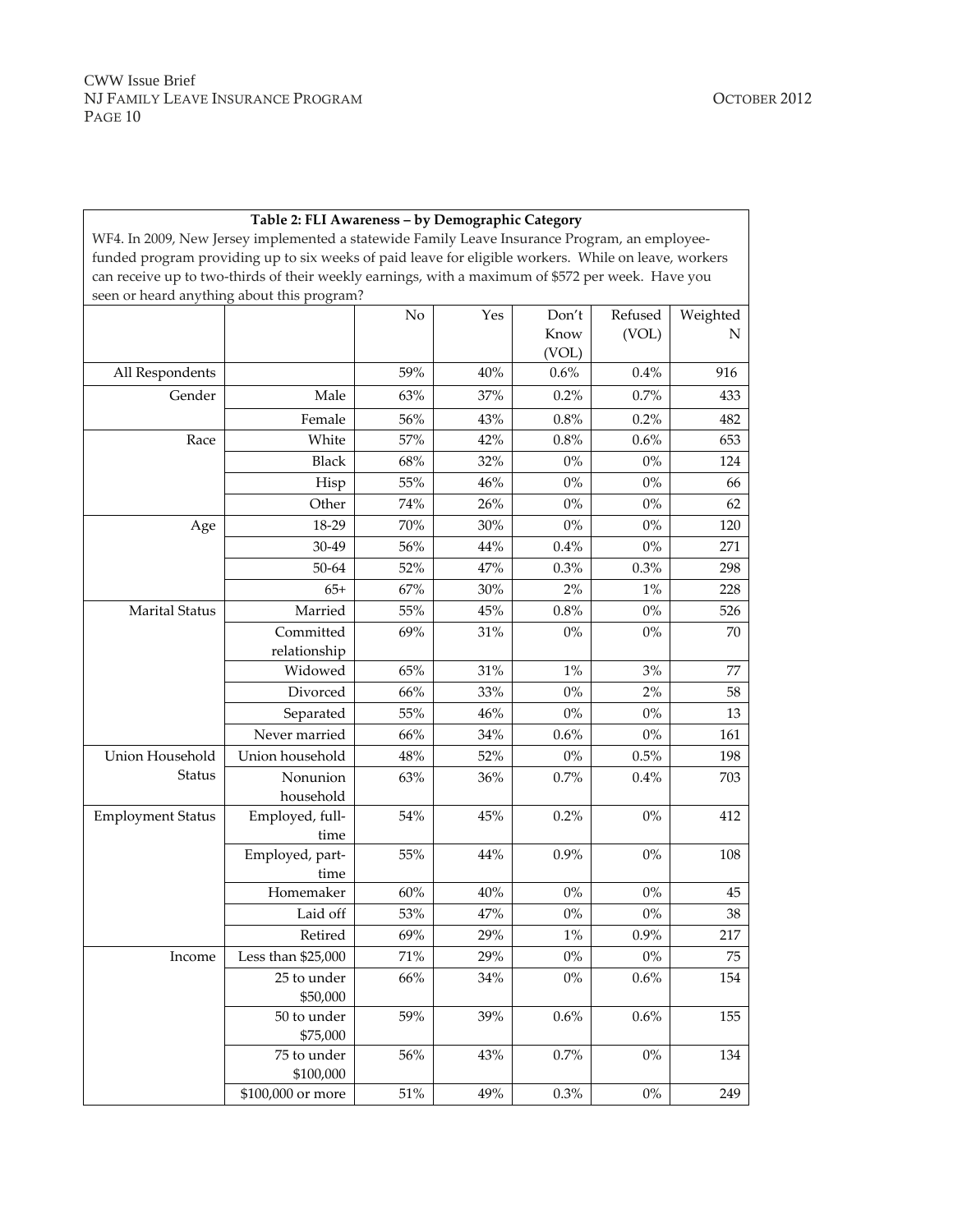**Table 2: FLI Awareness – by Demographic Category**

WF4. In 2009, New Jersey implemented a statewide Family Leave Insurance Program, an employee-funded program providing up to six weeks of paid leave for eligible workers. While on leave, workers can receive up to two-thirds of their weekly earnings, with a maximum of $572 per week. Have you seen or heard anything about this program?

| | | No | Yes | Don't Know (VOL) | Refused (VOL) | Weighted N |
|---|---|---|---|---|---|---|
| All Respondents | | 59% | 40% | 0.6% | 0.4% | 916 |
| Gender | Male | 63% | 37% | 0.2% | 0.7% | 433 |
| | Female | 56% | 43% | 0.8% | 0.2% | 482 |
| Race | White | 57% | 42% | 0.8% | 0.6% | 653 |
| | Black | 68% | 32% | 0% | 0% | 124 |
| | Hisp | 55% | 46% | 0% | 0% | 66 |
| | Other | 74% | 26% | 0% | 0% | 62 |
| Age | 18-29 | 70% | 30% | 0% | 0% | 120 |
| | 30-49 | 56% | 44% | 0.4% | 0% | 271 |
| | 50-64 | 52% | 47% | 0.3% | 0.3% | 298 |
| | 65+ | 67% | 30% | 2% | 1% | 228 |
| Marital Status | Married | 55% | 45% | 0.8% | 0% | 526 |
| | Committed relationship | 69% | 31% | 0% | 0% | 70 |
| | Widowed | 65% | 31% | 1% | 3% | 77 |
| | Divorced | 66% | 33% | 0% | 2% | 58 |
| | Separated | 55% | 46% | 0% | 0% | 13 |
| | Never married | 66% | 34% | 0.6% | 0% | 161 |
| Union Household Status | Union household | 48% | 52% | 0% | 0.5% | 198 |
| | Nonunion household | 63% | 36% | 0.7% | 0.4% | 703 |
| Employment Status | Employed, full-time | 54% | 45% | 0.2% | 0% | 412 |
| | Employed, part-time | 55% | 44% | 0.9% | 0% | 108 |
| | Homemaker | 60% | 40% | 0% | 0% | 45 |
| | Laid off | 53% | 47% | 0% | 0% | 38 |
| | Retired | 69% | 29% | 1% | 0.9% | 217 |
| Income | Less than $25,000 | 71% | 29% | 0% | 0% | 75 |
| | 25 to under $50,000 | 66% | 34% | 0% | 0.6% | 154 |
| | 50 to under $75,000 | 59% | 39% | 0.6% | 0.6% | 155 |
| | 75 to under $100,000 | 56% | 43% | 0.7% | 0% | 134 |
| | $100,000 or more | 51% | 49% | 0.3% | 0% | 249 |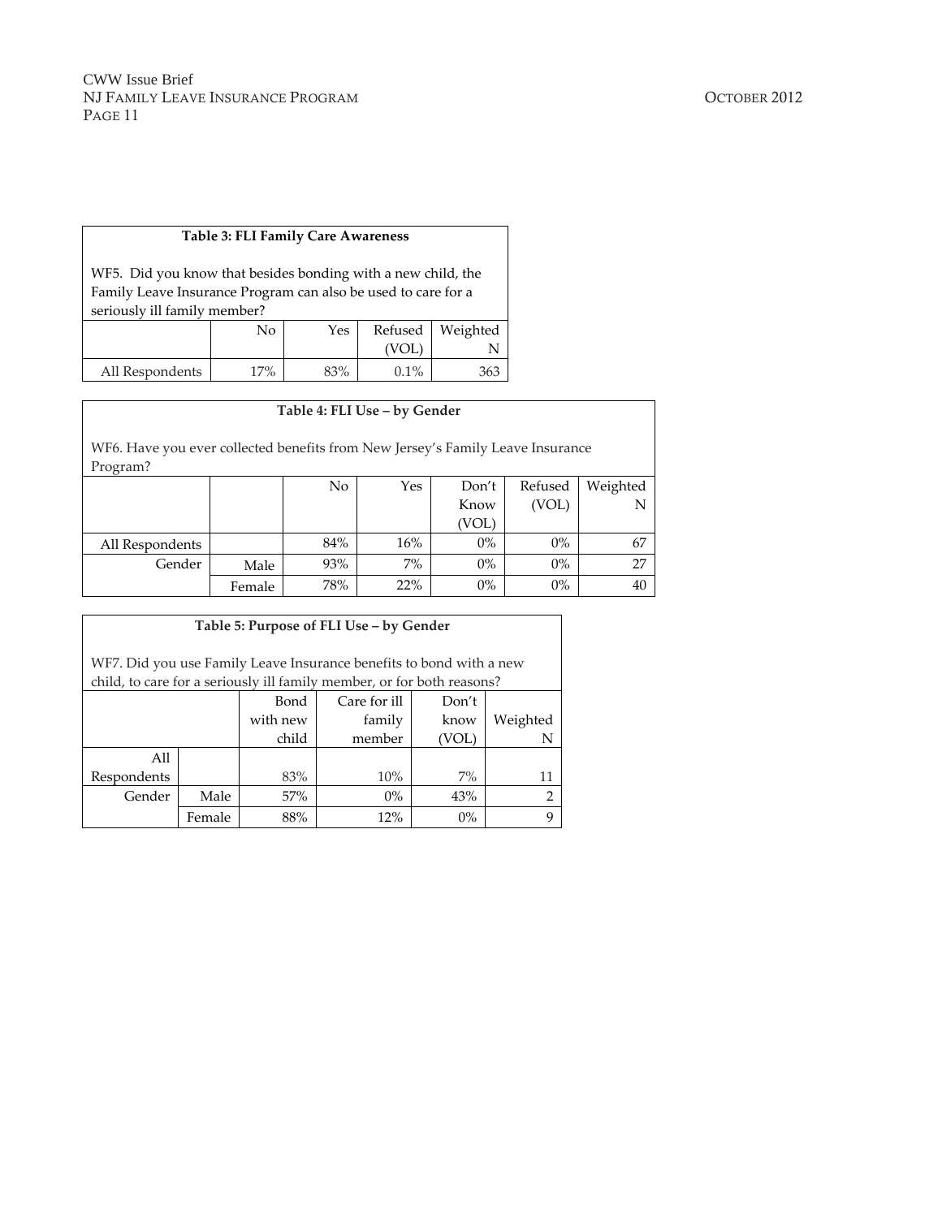**Table 3: FLI Family Care Awareness**

WF5. Did you know that besides bonding with a new child, the Family Leave Insurance Program can also be used to care for a seriously ill family member?

| | No | Yes | Refused (VOL) | Weighted N |
|---|---|---|---|---|
| All Respondents | 17% | 83% | 0.1% | 363 |

**Table 4: FLI Use – by Gender**

WF6. Have you ever collected benefits from New Jersey's Family Leave Insurance Program?

| | | No | Yes | Don't Know (VOL) | Refused (VOL) | Weighted N |
|---|---|---|---|---|---|---|
| All Respondents | | 84% | 16% | 0% | 0% | 67 |
| Gender | Male | 93% | 7% | 0% | 0% | 27 |
| | Female | 78% | 22% | 0% | 0% | 40 |

**Table 5: Purpose of FLI Use – by Gender**

WF7. Did you use Family Leave Insurance benefits to bond with a new child, to care for a seriously ill family member, or for both reasons?

| | | Bond with new child | Care for ill family member | Don't know (VOL) | Weighted N |
|---|---|---|---|---|---|
| All Respondents | | 83% | 10% | 7% | 11 |
| Gender | Male | 57% | 0% | 43% | 2 |
| | Female | 88% | 12% | 0% | 9 |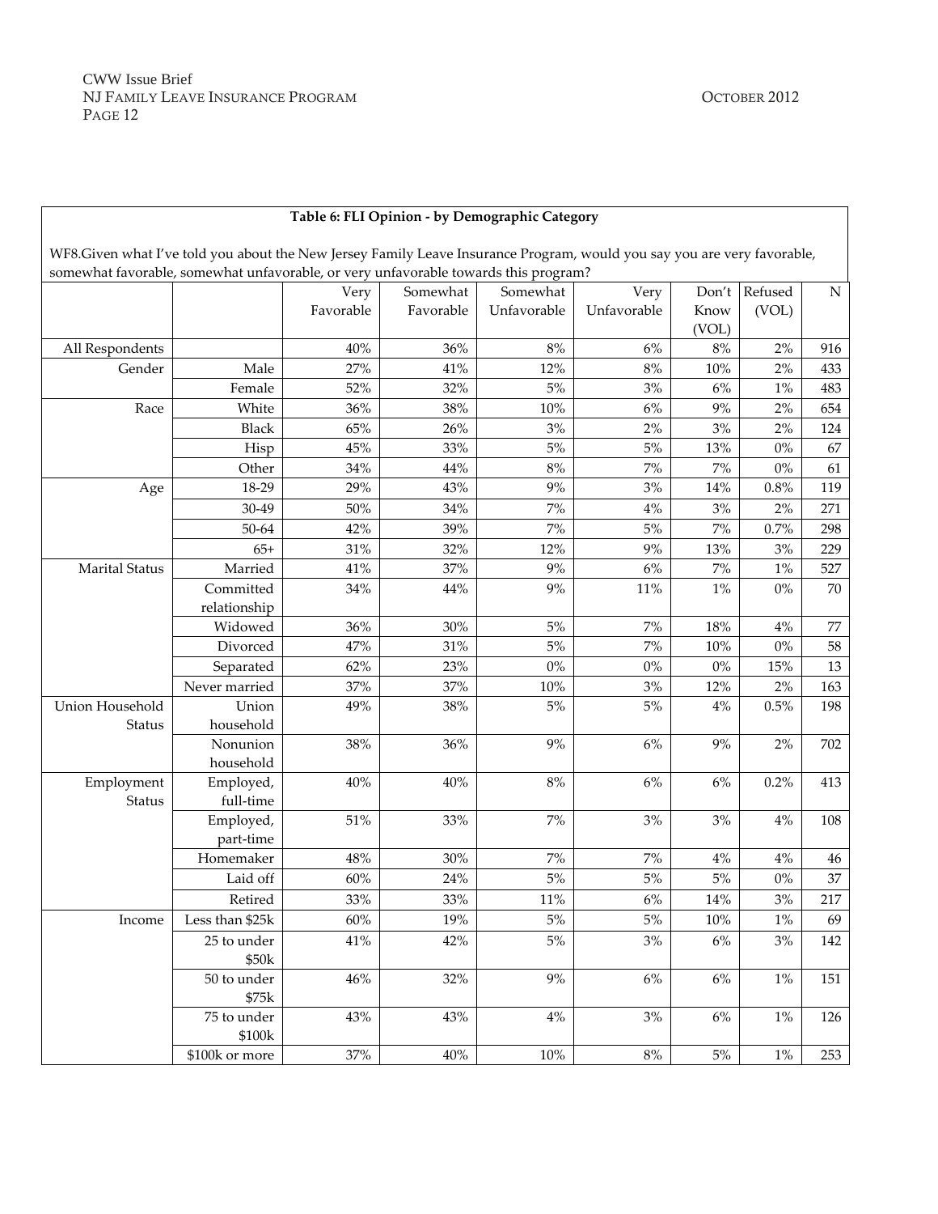**Table 6: FLI Opinion - by Demographic Category**

WF8.Given what I've told you about the New Jersey Family Leave Insurance Program, would you say you are very favorable, somewhat favorable, somewhat unfavorable, or very unfavorable towards this program?

| | | Very Favorable | Somewhat Favorable | Somewhat Unfavorable | Very Unfavorable | Don't Know (VOL) | Refused (VOL) | N |
|---|---|---|---|---|---|---|---|---|
| All Respondents | | 40% | 36% | 8% | 6% | 8% | 2% | 916 |
| Gender | Male | 27% | 41% | 12% | 8% | 10% | 2% | 433 |
| | Female | 52% | 32% | 5% | 3% | 6% | 1% | 483 |
| Race | White | 36% | 38% | 10% | 6% | 9% | 2% | 654 |
| | Black | 65% | 26% | 3% | 2% | 3% | 2% | 124 |
| | Hisp | 45% | 33% | 5% | 5% | 13% | 0% | 67 |
| | Other | 34% | 44% | 8% | 7% | 7% | 0% | 61 |
| Age | 18-29 | 29% | 43% | 9% | 3% | 14% | 0.8% | 119 |
| | 30-49 | 50% | 34% | 7% | 4% | 3% | 2% | 271 |
| | 50-64 | 42% | 39% | 7% | 5% | 7% | 0.7% | 298 |
| | 65+ | 31% | 32% | 12% | 9% | 13% | 3% | 229 |
| Marital Status | Married | 41% | 37% | 9% | 6% | 7% | 1% | 527 |
| | Committed relationship | 34% | 44% | 9% | 11% | 1% | 0% | 70 |
| | Widowed | 36% | 30% | 5% | 7% | 18% | 4% | 77 |
| | Divorced | 47% | 31% | 5% | 7% | 10% | 0% | 58 |
| | Separated | 62% | 23% | 0% | 0% | 0% | 15% | 13 |
| | Never married | 37% | 37% | 10% | 3% | 12% | 2% | 163 |
| Union Household Status | Union household | 49% | 38% | 5% | 5% | 4% | 0.5% | 198 |
| | Nonunion household | 38% | 36% | 9% | 6% | 9% | 2% | 702 |
| Employment Status | Employed, full-time | 40% | 40% | 8% | 6% | 6% | 0.2% | 413 |
| | Employed, part-time | 51% | 33% | 7% | 3% | 3% | 4% | 108 |
| | Homemaker | 48% | 30% | 7% | 7% | 4% | 4% | 46 |
| | Laid off | 60% | 24% | 5% | 5% | 5% | 0% | 37 |
| | Retired | 33% | 33% | 11% | 6% | 14% | 3% | 217 |
| Income | Less than $25k | 60% | 19% | 5% | 5% | 10% | 1% | 69 |
| | 25 to under $50k | 41% | 42% | 5% | 3% | 6% | 3% | 142 |
| | 50 to under $75k | 46% | 32% | 9% | 6% | 6% | 1% | 151 |
| | 75 to under $100k | 43% | 43% | 4% | 3% | 6% | 1% | 126 |
| | $100k or more | 37% | 40% | 10% | 8% | 5% | 1% | 253 |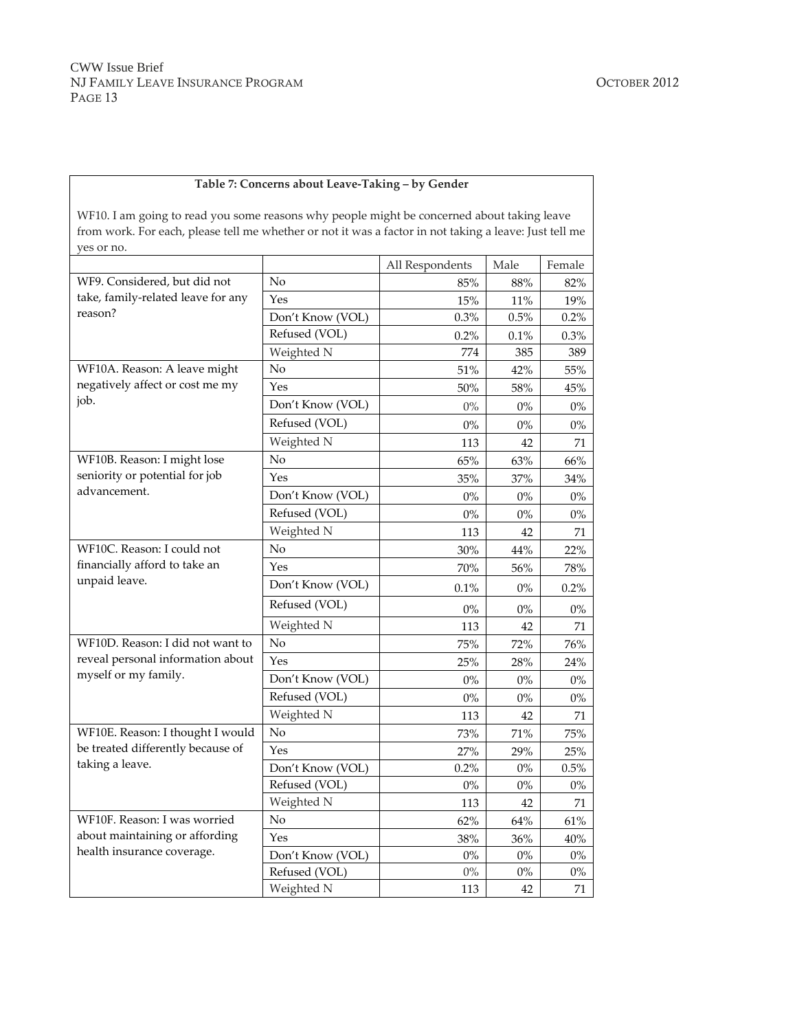**Table 7: Concerns about Leave-Taking – by Gender**

WF10. I am going to read you some reasons why people might be concerned about taking leave from work. For each, please tell me whether or not it was a factor in not taking a leave: Just tell me yes or no.

| | | All Respondents | Male | Female |
|---|---|---|---|---|
| WF9. Considered, but did not take, family-related leave for any reason? | No | 85% | 88% | 82% |
| | Yes | 15% | 11% | 19% |
| | Don't Know (VOL) | 0.3% | 0.5% | 0.2% |
| | Refused (VOL) | 0.2% | 0.1% | 0.3% |
| | Weighted N | 774 | 385 | 389 |
| WF10A. Reason: A leave might negatively affect or cost me my job. | No | 51% | 42% | 55% |
| | Yes | 50% | 58% | 45% |
| | Don't Know (VOL) | 0% | 0% | 0% |
| | Refused (VOL) | 0% | 0% | 0% |
| | Weighted N | 113 | 42 | 71 |
| WF10B. Reason: I might lose seniority or potential for job advancement. | No | 65% | 63% | 66% |
| | Yes | 35% | 37% | 34% |
| | Don't Know (VOL) | 0% | 0% | 0% |
| | Refused (VOL) | 0% | 0% | 0% |
| | Weighted N | 113 | 42 | 71 |
| WF10C. Reason: I could not financially afford to take an unpaid leave. | No | 30% | 44% | 22% |
| | Yes | 70% | 56% | 78% |
| | Don't Know (VOL) | 0.1% | 0% | 0.2% |
| | Refused (VOL) | 0% | 0% | 0% |
| | Weighted N | 113 | 42 | 71 |
| WF10D. Reason: I did not want to reveal personal information about myself or my family. | No | 75% | 72% | 76% |
| | Yes | 25% | 28% | 24% |
| | Don't Know (VOL) | 0% | 0% | 0% |
| | Refused (VOL) | 0% | 0% | 0% |
| | Weighted N | 113 | 42 | 71 |
| WF10E. Reason: I thought I would be treated differently because of taking a leave. | No | 73% | 71% | 75% |
| | Yes | 27% | 29% | 25% |
| | Don't Know (VOL) | 0.2% | 0% | 0.5% |
| | Refused (VOL) | 0% | 0% | 0% |
| | Weighted N | 113 | 42 | 71 |
| WF10F. Reason: I was worried about maintaining or affording health insurance coverage. | No | 62% | 64% | 61% |
| | Yes | 38% | 36% | 40% |
| | Don't Know (VOL) | 0% | 0% | 0% |
| | Refused (VOL) | 0% | 0% | 0% |
| | Weighted N | 113 | 42 | 71 |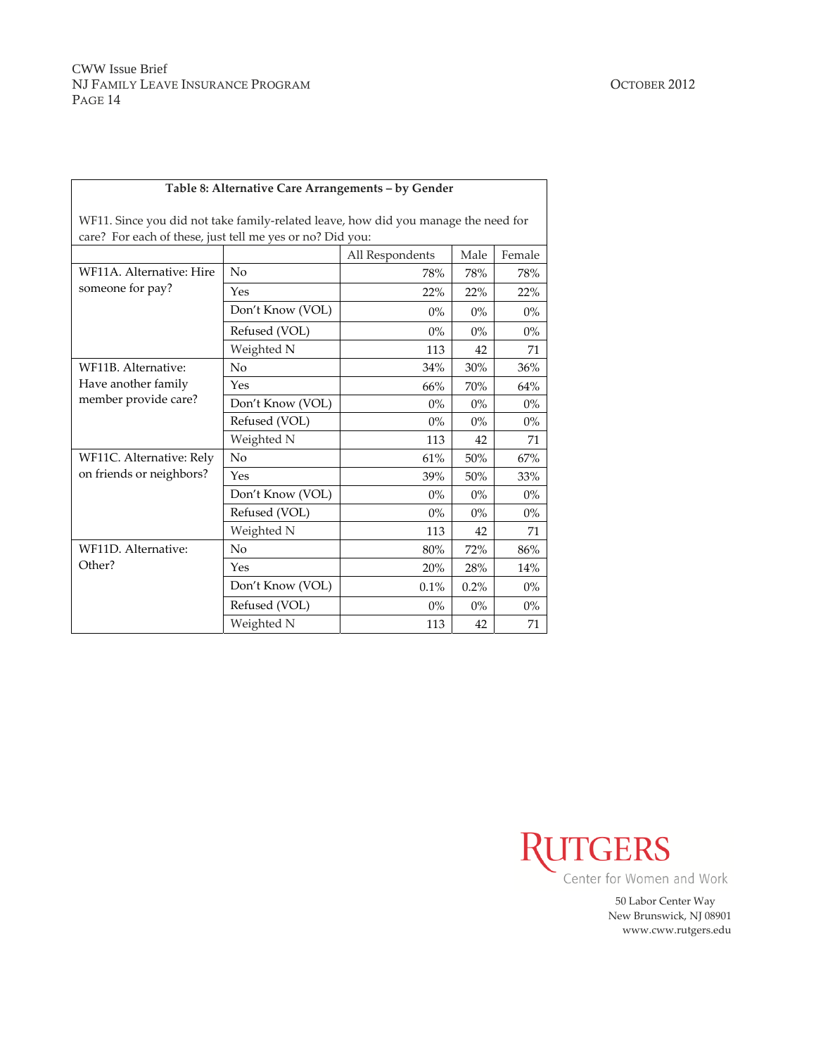**Table 8: Alternative Care Arrangements – by Gender**

WF11. Since you did not take family-related leave, how did you manage the need for care? For each of these, just tell me yes or no? Did you:

| | | All Respondents | Male | Female |
|---|---|---|---|---|
| WF11A. Alternative: Hire someone for pay? | No | 78% | 78% | 78% |
| | Yes | 22% | 22% | 22% |
| | Don't Know (VOL) | 0% | 0% | 0% |
| | Refused (VOL) | 0% | 0% | 0% |
| | Weighted N | 113 | 42 | 71 |
| WF11B. Alternative: Have another family member provide care? | No | 34% | 30% | 36% |
| | Yes | 66% | 70% | 64% |
| | Don't Know (VOL) | 0% | 0% | 0% |
| | Refused (VOL) | 0% | 0% | 0% |
| | Weighted N | 113 | 42 | 71 |
| WF11C. Alternative: Rely on friends or neighbors? | No | 61% | 50% | 67% |
| | Yes | 39% | 50% | 33% |
| | Don't Know (VOL) | 0% | 0% | 0% |
| | Refused (VOL) | 0% | 0% | 0% |
| | Weighted N | 113 | 42 | 71 |
| WF11D. Alternative: Other? | No | 80% | 72% | 86% |
| | Yes | 20% | 28% | 14% |
| | Don't Know (VOL) | 0.1% | 0.2% | 0% |
| | Refused (VOL) | 0% | 0% | 0% |
| | Weighted N | 113 | 42 | 71 |

RUTGERS
Center for Women and Work

50 Labor Center Way
New Brunswick, NJ 08901
www.cww.rutgers.edu